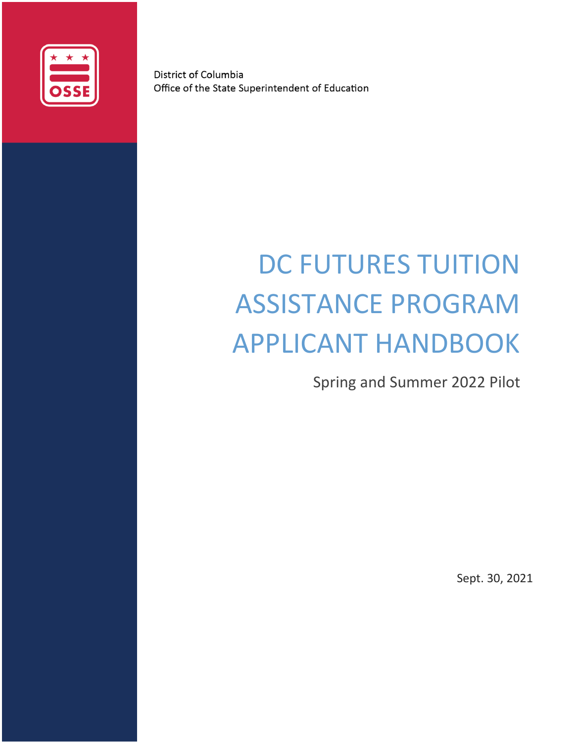District of Columbia
Office of the State Superintendent of Education

# DC FUTURES TUITION ASSISTANCE PROGRAM APPLICANT HANDBOOK

Spring and Summer 2022 Pilot

Sept. 30, 2021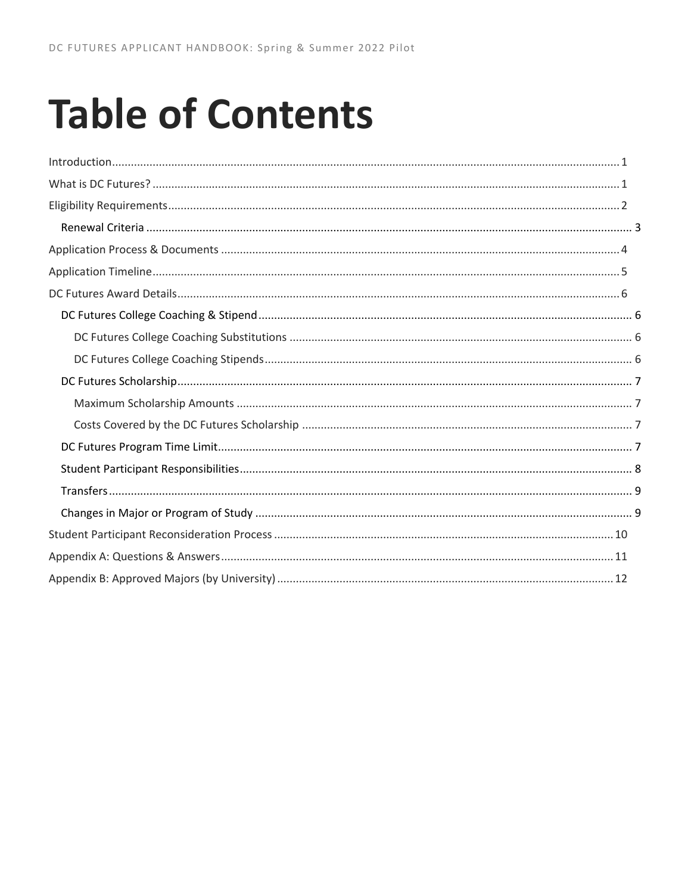# Table of Contents

- Introduction ........ 1
- What is DC Futures? ........ 1
- Eligibility Requirements ........ 2
  - Renewal Criteria ........ 3
- Application Process & Documents ........ 4
- Application Timeline ........ 5
- DC Futures Award Details ........ 6
  - DC Futures College Coaching & Stipend ........ 6
    - DC Futures College Coaching Substitutions ........ 6
    - DC Futures College Coaching Stipends ........ 6
  - DC Futures Scholarship ........ 7
    - Maximum Scholarship Amounts ........ 7
    - Costs Covered by the DC Futures Scholarship ........ 7
  - DC Futures Program Time Limit ........ 7
  - Student Participant Responsibilities ........ 8
  - Transfers ........ 9
  - Changes in Major or Program of Study ........ 9
- Student Participant Reconsideration Process ........ 10
- Appendix A: Questions & Answers ........ 11
- Appendix B: Approved Majors (by University) ........ 12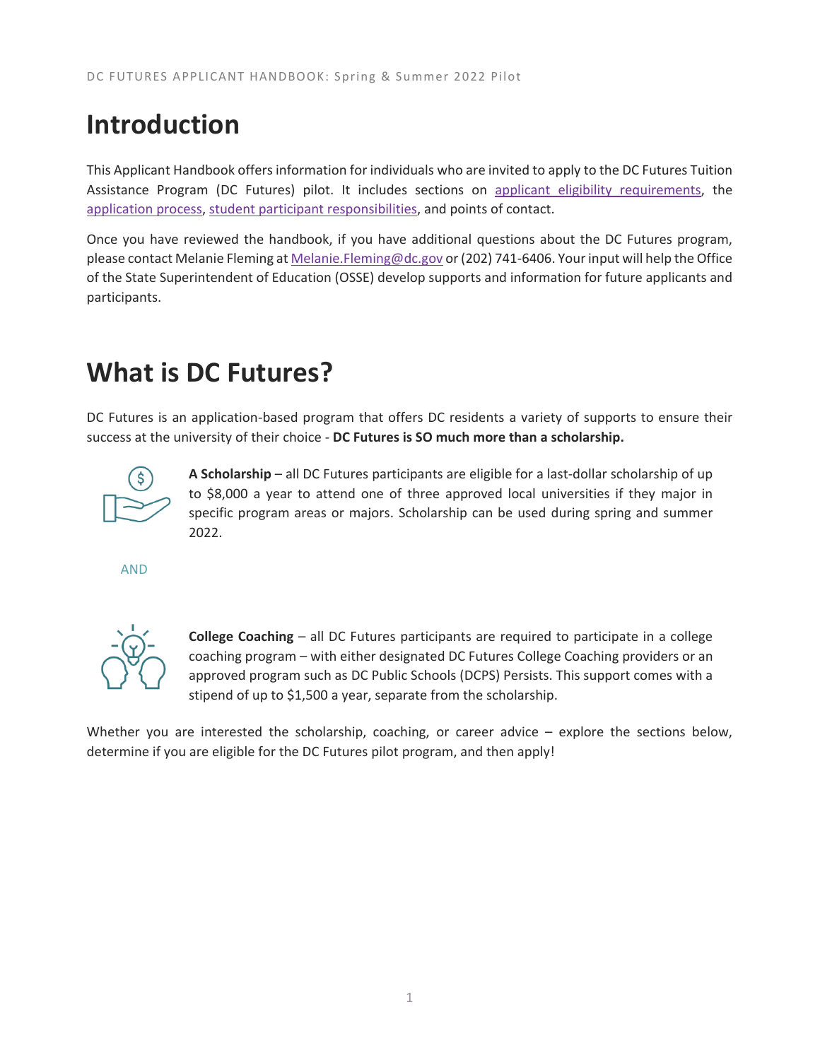# Introduction

This Applicant Handbook offers information for individuals who are invited to apply to the DC Futures Tuition Assistance Program (DC Futures) pilot. It includes sections on applicant eligibility requirements, the application process, student participant responsibilities, and points of contact.

Once you have reviewed the handbook, if you have additional questions about the DC Futures program, please contact Melanie Fleming at Melanie.Fleming@dc.gov or (202) 741-6406. Your input will help the Office of the State Superintendent of Education (OSSE) develop supports and information for future applicants and participants.

# What is DC Futures?

DC Futures is an application-based program that offers DC residents a variety of supports to ensure their success at the university of their choice - **DC Futures is SO much more than a scholarship.**

**A Scholarship** – all DC Futures participants are eligible for a last-dollar scholarship of up to $8,000 a year to attend one of three approved local universities if they major in specific program areas or majors. Scholarship can be used during spring and summer 2022.

AND

**College Coaching** – all DC Futures participants are required to participate in a college coaching program – with either designated DC Futures College Coaching providers or an approved program such as DC Public Schools (DCPS) Persists. This support comes with a stipend of up to $1,500 a year, separate from the scholarship.

Whether you are interested the scholarship, coaching, or career advice – explore the sections below, determine if you are eligible for the DC Futures pilot program, and then apply!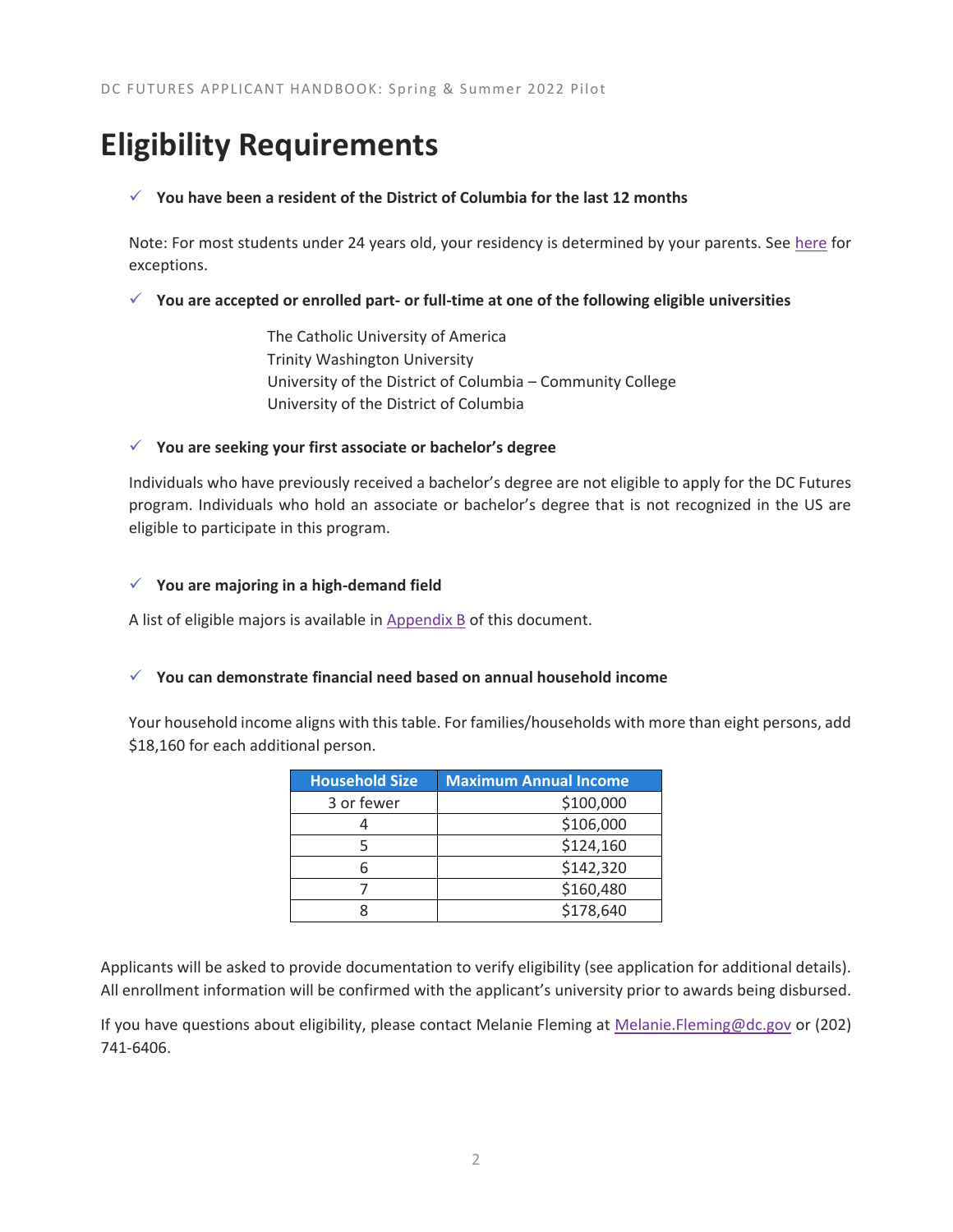# Eligibility Requirements

- ✓ **You have been a resident of the District of Columbia for the last 12 months**

Note: For most students under 24 years old, your residency is determined by your parents. See here for exceptions.

- ✓ **You are accepted or enrolled part- or full-time at one of the following eligible universities**

The Catholic University of America
Trinity Washington University
University of the District of Columbia – Community College
University of the District of Columbia

- ✓ **You are seeking your first associate or bachelor's degree**

Individuals who have previously received a bachelor's degree are not eligible to apply for the DC Futures program. Individuals who hold an associate or bachelor's degree that is not recognized in the US are eligible to participate in this program.

- ✓ **You are majoring in a high-demand field**

A list of eligible majors is available in Appendix B of this document.

- ✓ **You can demonstrate financial need based on annual household income**

Your household income aligns with this table. For families/households with more than eight persons, add $18,160 for each additional person.

| Household Size | Maximum Annual Income |
|---|---|
| 3 or fewer | $100,000 |
| 4 | $106,000 |
| 5 | $124,160 |
| 6 | $142,320 |
| 7 | $160,480 |
| 8 | $178,640 |

Applicants will be asked to provide documentation to verify eligibility (see application for additional details). All enrollment information will be confirmed with the applicant's university prior to awards being disbursed.

If you have questions about eligibility, please contact Melanie Fleming at Melanie.Fleming@dc.gov or (202) 741-6406.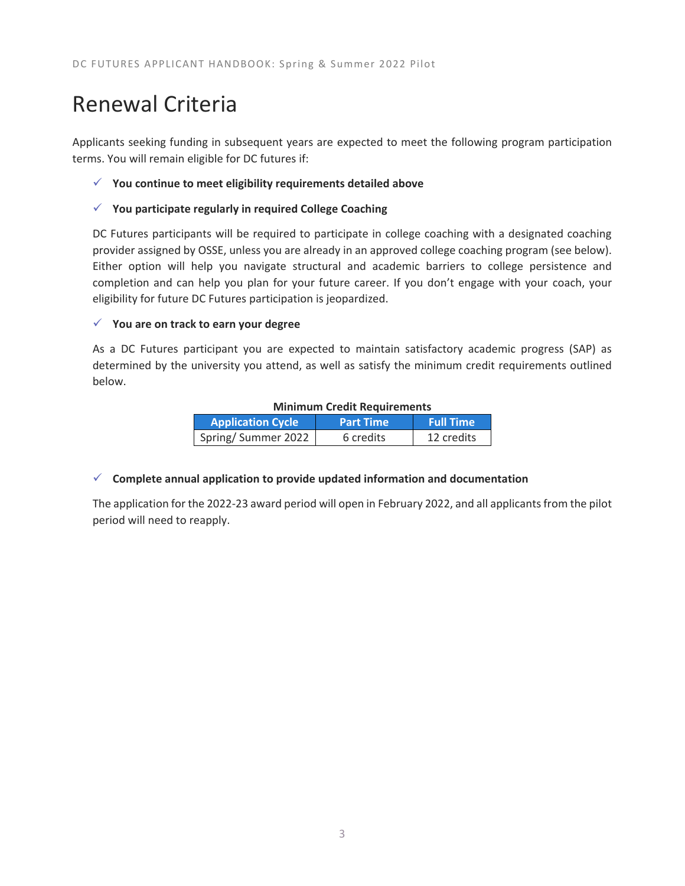# Renewal Criteria

Applicants seeking funding in subsequent years are expected to meet the following program participation terms. You will remain eligible for DC futures if:

- ✓ **You continue to meet eligibility requirements detailed above**

- ✓ **You participate regularly in required College Coaching**

  DC Futures participants will be required to participate in college coaching with a designated coaching provider assigned by OSSE, unless you are already in an approved college coaching program (see below). Either option will help you navigate structural and academic barriers to college persistence and completion and can help you plan for your future career. If you don't engage with your coach, your eligibility for future DC Futures participation is jeopardized.

- ✓ **You are on track to earn your degree**

  As a DC Futures participant you are expected to maintain satisfactory academic progress (SAP) as determined by the university you attend, as well as satisfy the minimum credit requirements outlined below.

**Minimum Credit Requirements**

| Application Cycle | Part Time | Full Time |
| --- | --- | --- |
| Spring/ Summer 2022 | 6 credits | 12 credits |

- ✓ **Complete annual application to provide updated information and documentation**

  The application for the 2022-23 award period will open in February 2022, and all applicants from the pilot period will need to reapply.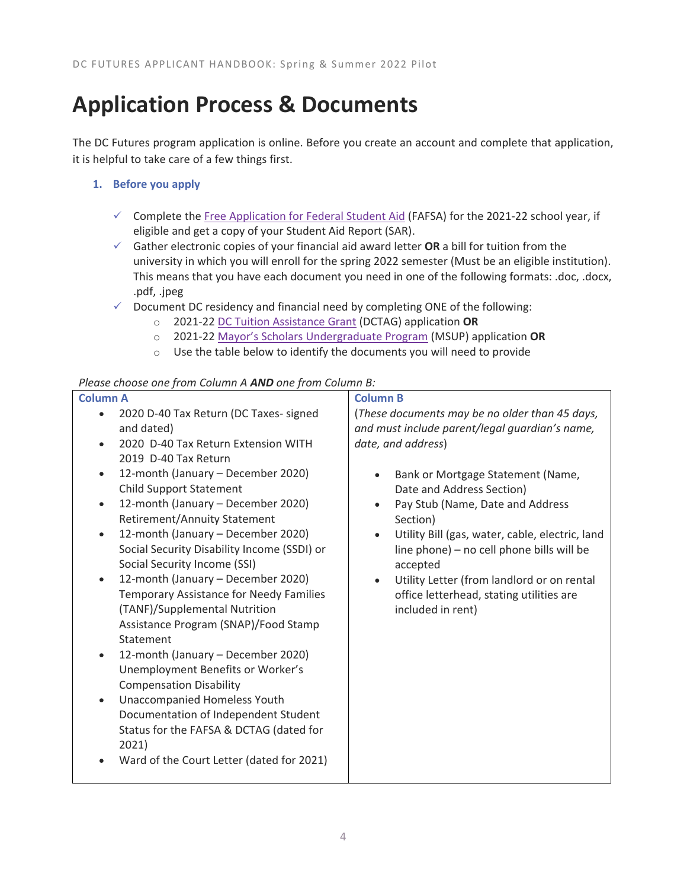# Application Process & Documents

The DC Futures program application is online. Before you create an account and complete that application, it is helpful to take care of a few things first.

1. **Before you apply**

- ✓ Complete the Free Application for Federal Student Aid (FAFSA) for the 2021-22 school year, if eligible and get a copy of your Student Aid Report (SAR).
- ✓ Gather electronic copies of your financial aid award letter **OR** a bill for tuition from the university in which you will enroll for the spring 2022 semester (Must be an eligible institution). This means that you have each document you need in one of the following formats: .doc, .docx, .pdf, .jpeg
- ✓ Document DC residency and financial need by completing ONE of the following:
  - 2021-22 DC Tuition Assistance Grant (DCTAG) application **OR**
  - 2021-22 Mayor's Scholars Undergraduate Program (MSUP) application **OR**
  - Use the table below to identify the documents you will need to provide

*Please choose one from Column A **AND** one from Column B:*

| Column A | Column B |
|---|---|
| • 2020 D-40 Tax Return (DC Taxes- signed and dated)<br>• 2020 D-40 Tax Return Extension WITH 2019 D-40 Tax Return<br>• 12-month (January – December 2020) Child Support Statement<br>• 12-month (January – December 2020) Retirement/Annuity Statement<br>• 12-month (January – December 2020) Social Security Disability Income (SSDI) or Social Security Income (SSI)<br>• 12-month (January – December 2020) Temporary Assistance for Needy Families (TANF)/Supplemental Nutrition Assistance Program (SNAP)/Food Stamp Statement<br>• 12-month (January – December 2020) Unemployment Benefits or Worker's Compensation Disability<br>• Unaccompanied Homeless Youth Documentation of Independent Student Status for the FAFSA & DCTAG (dated for 2021)<br>• Ward of the Court Letter (dated for 2021) | (*These documents may be no older than 45 days, and must include parent/legal guardian's name, date, and address*)<br>• Bank or Mortgage Statement (Name, Date and Address Section)<br>• Pay Stub (Name, Date and Address Section)<br>• Utility Bill (gas, water, cable, electric, land line phone) – no cell phone bills will be accepted<br>• Utility Letter (from landlord or on rental office letterhead, stating utilities are included in rent) |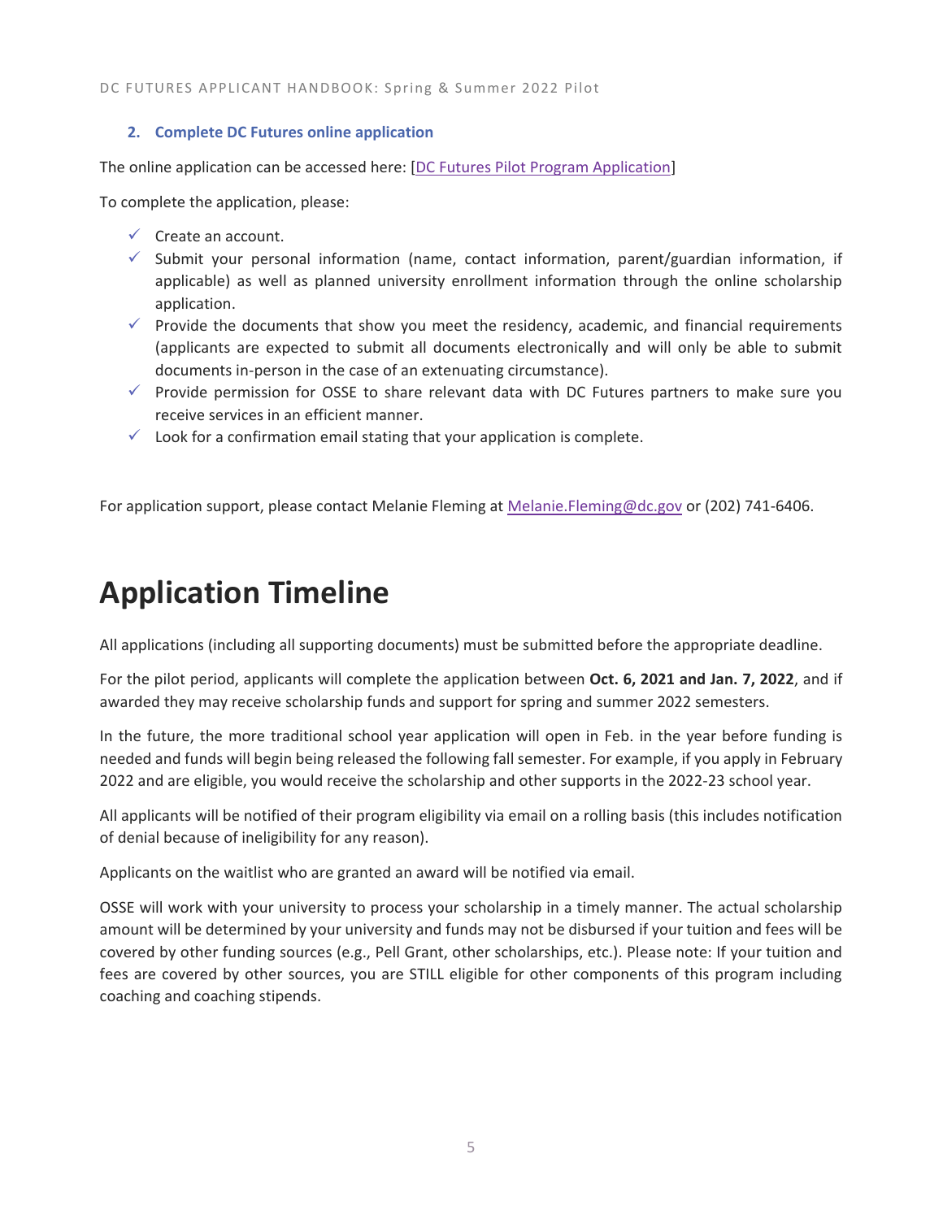### 2. Complete DC Futures online application

The online application can be accessed here: [DC Futures Pilot Program Application]

To complete the application, please:

- ✓ Create an account.
- ✓ Submit your personal information (name, contact information, parent/guardian information, if applicable) as well as planned university enrollment information through the online scholarship application.
- ✓ Provide the documents that show you meet the residency, academic, and financial requirements (applicants are expected to submit all documents electronically and will only be able to submit documents in-person in the case of an extenuating circumstance).
- ✓ Provide permission for OSSE to share relevant data with DC Futures partners to make sure you receive services in an efficient manner.
- ✓ Look for a confirmation email stating that your application is complete.

For application support, please contact Melanie Fleming at Melanie.Fleming@dc.gov or (202) 741-6406.

# Application Timeline

All applications (including all supporting documents) must be submitted before the appropriate deadline.

For the pilot period, applicants will complete the application between **Oct. 6, 2021 and Jan. 7, 2022**, and if awarded they may receive scholarship funds and support for spring and summer 2022 semesters.

In the future, the more traditional school year application will open in Feb. in the year before funding is needed and funds will begin being released the following fall semester. For example, if you apply in February 2022 and are eligible, you would receive the scholarship and other supports in the 2022-23 school year.

All applicants will be notified of their program eligibility via email on a rolling basis (this includes notification of denial because of ineligibility for any reason).

Applicants on the waitlist who are granted an award will be notified via email.

OSSE will work with your university to process your scholarship in a timely manner. The actual scholarship amount will be determined by your university and funds may not be disbursed if your tuition and fees will be covered by other funding sources (e.g., Pell Grant, other scholarships, etc.). Please note: If your tuition and fees are covered by other sources, you are STILL eligible for other components of this program including coaching and coaching stipends.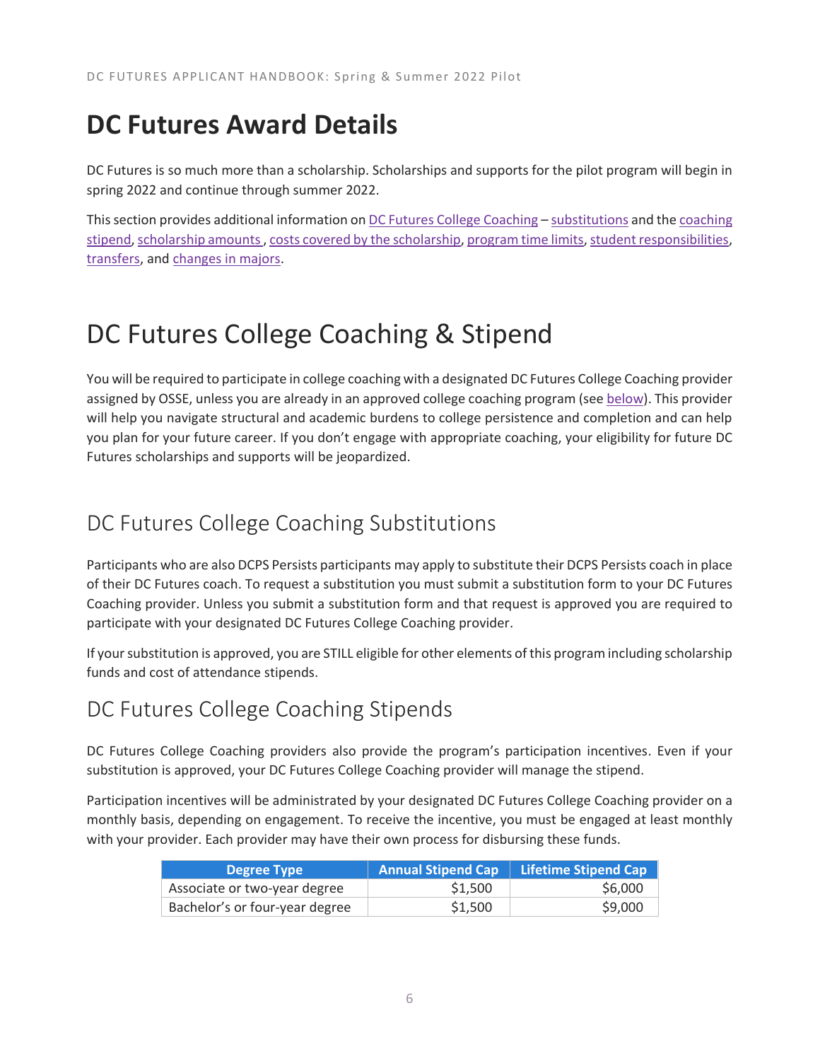# DC Futures Award Details

DC Futures is so much more than a scholarship. Scholarships and supports for the pilot program will begin in spring 2022 and continue through summer 2022.

This section provides additional information on DC Futures College Coaching – substitutions and the coaching stipend, scholarship amounts , costs covered by the scholarship, program time limits, student responsibilities, transfers, and changes in majors.

# DC Futures College Coaching & Stipend

You will be required to participate in college coaching with a designated DC Futures College Coaching provider assigned by OSSE, unless you are already in an approved college coaching program (see below). This provider will help you navigate structural and academic burdens to college persistence and completion and can help you plan for your future career. If you don't engage with appropriate coaching, your eligibility for future DC Futures scholarships and supports will be jeopardized.

## DC Futures College Coaching Substitutions

Participants who are also DCPS Persists participants may apply to substitute their DCPS Persists coach in place of their DC Futures coach. To request a substitution you must submit a substitution form to your DC Futures Coaching provider. Unless you submit a substitution form and that request is approved you are required to participate with your designated DC Futures College Coaching provider.

If your substitution is approved, you are STILL eligible for other elements of this program including scholarship funds and cost of attendance stipends.

## DC Futures College Coaching Stipends

DC Futures College Coaching providers also provide the program's participation incentives. Even if your substitution is approved, your DC Futures College Coaching provider will manage the stipend.

Participation incentives will be administrated by your designated DC Futures College Coaching provider on a monthly basis, depending on engagement. To receive the incentive, you must be engaged at least monthly with your provider. Each provider may have their own process for disbursing these funds.

| Degree Type | Annual Stipend Cap | Lifetime Stipend Cap |
|---|---|---|
| Associate or two-year degree | $1,500 | $6,000 |
| Bachelor's or four-year degree | $1,500 | $9,000 |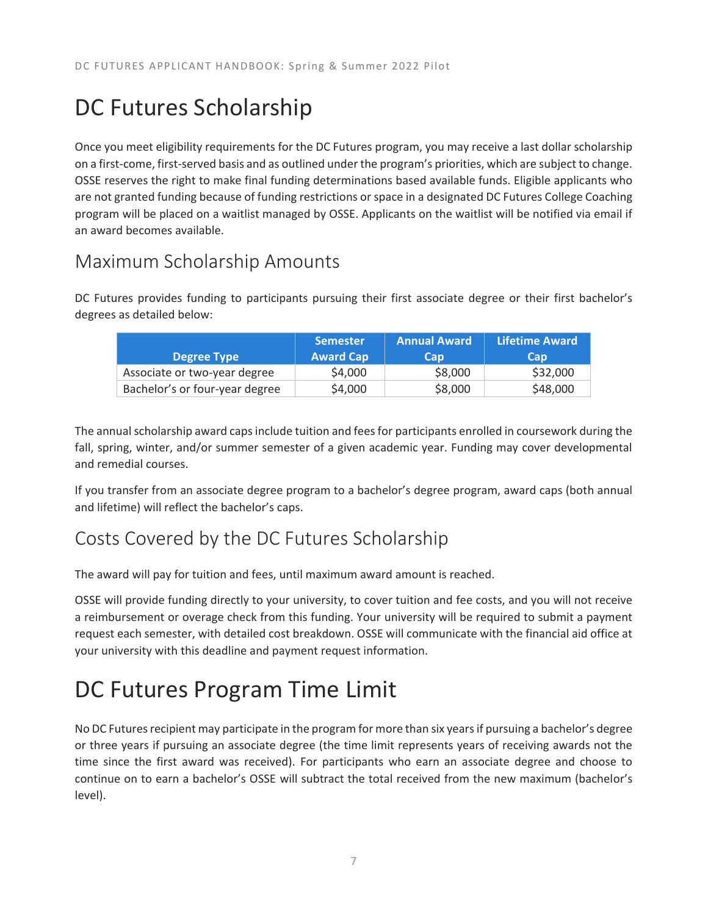# DC Futures Scholarship

Once you meet eligibility requirements for the DC Futures program, you may receive a last dollar scholarship on a first-come, first-served basis and as outlined under the program's priorities, which are subject to change. OSSE reserves the right to make final funding determinations based available funds. Eligible applicants who are not granted funding because of funding restrictions or space in a designated DC Futures College Coaching program will be placed on a waitlist managed by OSSE. Applicants on the waitlist will be notified via email if an award becomes available.

## Maximum Scholarship Amounts

DC Futures provides funding to participants pursuing their first associate degree or their first bachelor's degrees as detailed below:

| Degree Type | Semester Award Cap | Annual Award Cap | Lifetime Award Cap |
|---|---|---|---|
| Associate or two-year degree | $4,000 | $8,000 | $32,000 |
| Bachelor's or four-year degree | $4,000 | $8,000 | $48,000 |

The annual scholarship award caps include tuition and fees for participants enrolled in coursework during the fall, spring, winter, and/or summer semester of a given academic year. Funding may cover developmental and remedial courses.

If you transfer from an associate degree program to a bachelor's degree program, award caps (both annual and lifetime) will reflect the bachelor's caps.

## Costs Covered by the DC Futures Scholarship

The award will pay for tuition and fees, until maximum award amount is reached.

OSSE will provide funding directly to your university, to cover tuition and fee costs, and you will not receive a reimbursement or overage check from this funding. Your university will be required to submit a payment request each semester, with detailed cost breakdown. OSSE will communicate with the financial aid office at your university with this deadline and payment request information.

# DC Futures Program Time Limit

No DC Futures recipient may participate in the program for more than six years if pursuing a bachelor's degree or three years if pursuing an associate degree (the time limit represents years of receiving awards not the time since the first award was received). For participants who earn an associate degree and choose to continue on to earn a bachelor's OSSE will subtract the total received from the new maximum (bachelor's level).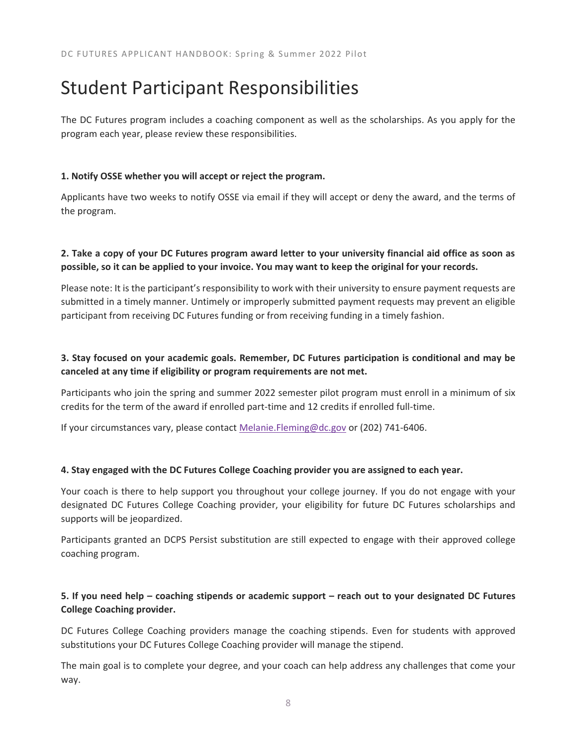# Student Participant Responsibilities

The DC Futures program includes a coaching component as well as the scholarships. As you apply for the program each year, please review these responsibilities.

**1. Notify OSSE whether you will accept or reject the program.**

Applicants have two weeks to notify OSSE via email if they will accept or deny the award, and the terms of the program.

**2. Take a copy of your DC Futures program award letter to your university financial aid office as soon as possible, so it can be applied to your invoice. You may want to keep the original for your records.**

Please note: It is the participant's responsibility to work with their university to ensure payment requests are submitted in a timely manner. Untimely or improperly submitted payment requests may prevent an eligible participant from receiving DC Futures funding or from receiving funding in a timely fashion.

**3. Stay focused on your academic goals. Remember, DC Futures participation is conditional and may be canceled at any time if eligibility or program requirements are not met.**

Participants who join the spring and summer 2022 semester pilot program must enroll in a minimum of six credits for the term of the award if enrolled part-time and 12 credits if enrolled full-time.

If your circumstances vary, please contact Melanie.Fleming@dc.gov or (202) 741-6406.

**4. Stay engaged with the DC Futures College Coaching provider you are assigned to each year.**

Your coach is there to help support you throughout your college journey. If you do not engage with your designated DC Futures College Coaching provider, your eligibility for future DC Futures scholarships and supports will be jeopardized.

Participants granted an DCPS Persist substitution are still expected to engage with their approved college coaching program.

**5. If you need help – coaching stipends or academic support – reach out to your designated DC Futures College Coaching provider.**

DC Futures College Coaching providers manage the coaching stipends. Even for students with approved substitutions your DC Futures College Coaching provider will manage the stipend.

The main goal is to complete your degree, and your coach can help address any challenges that come your way.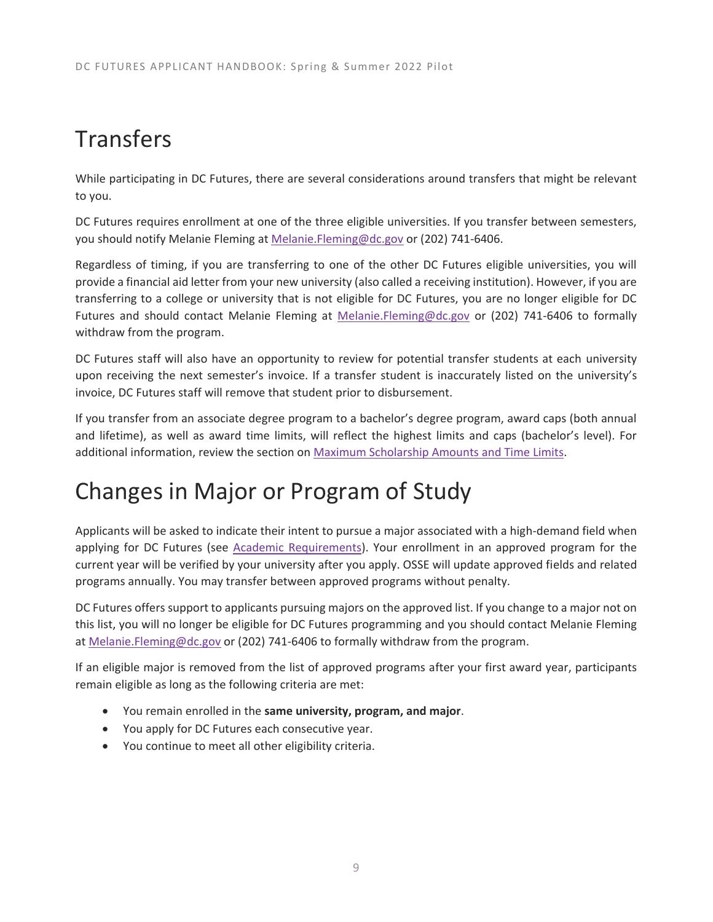# Transfers

While participating in DC Futures, there are several considerations around transfers that might be relevant to you.

DC Futures requires enrollment at one of the three eligible universities. If you transfer between semesters, you should notify Melanie Fleming at [Melanie.Fleming@dc.gov](mailto:Melanie.Fleming@dc.gov) or (202) 741-6406.

Regardless of timing, if you are transferring to one of the other DC Futures eligible universities, you will provide a financial aid letter from your new university (also called a receiving institution). However, if you are transferring to a college or university that is not eligible for DC Futures, you are no longer eligible for DC Futures and should contact Melanie Fleming at [Melanie.Fleming@dc.gov](mailto:Melanie.Fleming@dc.gov) or (202) 741-6406 to formally withdraw from the program.

DC Futures staff will also have an opportunity to review for potential transfer students at each university upon receiving the next semester's invoice. If a transfer student is inaccurately listed on the university's invoice, DC Futures staff will remove that student prior to disbursement.

If you transfer from an associate degree program to a bachelor's degree program, award caps (both annual and lifetime), as well as award time limits, will reflect the highest limits and caps (bachelor's level). For additional information, review the section on Maximum Scholarship Amounts and Time Limits.

# Changes in Major or Program of Study

Applicants will be asked to indicate their intent to pursue a major associated with a high-demand field when applying for DC Futures (see Academic Requirements). Your enrollment in an approved program for the current year will be verified by your university after you apply. OSSE will update approved fields and related programs annually. You may transfer between approved programs without penalty.

DC Futures offers support to applicants pursuing majors on the approved list. If you change to a major not on this list, you will no longer be eligible for DC Futures programming and you should contact Melanie Fleming at [Melanie.Fleming@dc.gov](mailto:Melanie.Fleming@dc.gov) or (202) 741-6406 to formally withdraw from the program.

If an eligible major is removed from the list of approved programs after your first award year, participants remain eligible as long as the following criteria are met:

- You remain enrolled in the **same university, program, and major**.
- You apply for DC Futures each consecutive year.
- You continue to meet all other eligibility criteria.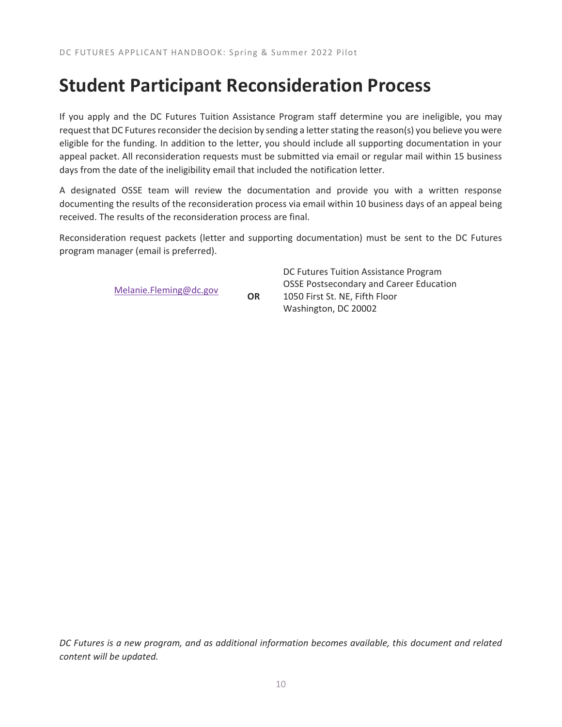# Student Participant Reconsideration Process

If you apply and the DC Futures Tuition Assistance Program staff determine you are ineligible, you may request that DC Futures reconsider the decision by sending a letter stating the reason(s) you believe you were eligible for the funding. In addition to the letter, you should include all supporting documentation in your appeal packet. All reconsideration requests must be submitted via email or regular mail within 15 business days from the date of the ineligibility email that included the notification letter.

A designated OSSE team will review the documentation and provide you with a written response documenting the results of the reconsideration process via email within 10 business days of an appeal being received. The results of the reconsideration process are final.

Reconsideration request packets (letter and supporting documentation) must be sent to the DC Futures program manager (email is preferred).

Melanie.Fleming@dc.gov

**OR**

DC Futures Tuition Assistance Program
OSSE Postsecondary and Career Education
1050 First St. NE, Fifth Floor
Washington, DC 20002

*DC Futures is a new program, and as additional information becomes available, this document and related content will be updated.*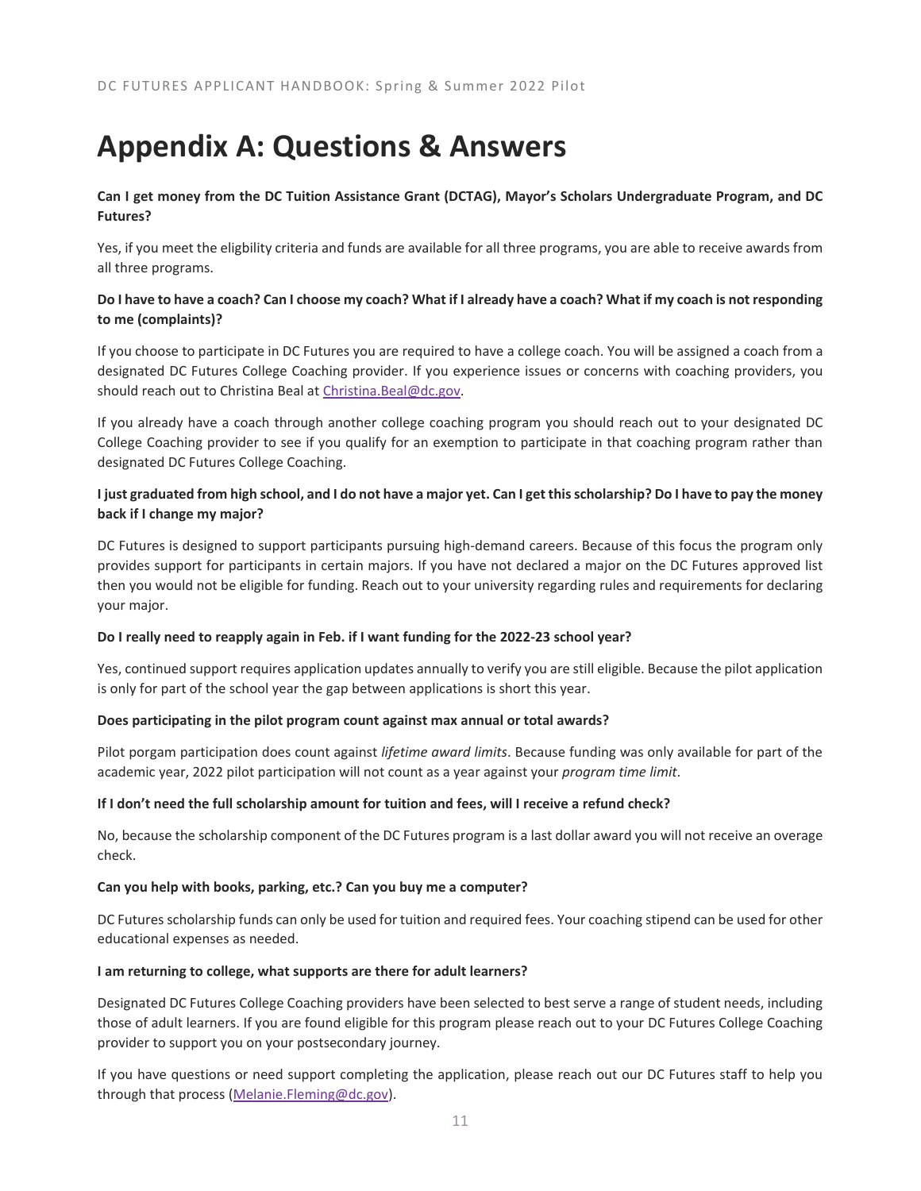# Appendix A: Questions & Answers

**Can I get money from the DC Tuition Assistance Grant (DCTAG), Mayor's Scholars Undergraduate Program, and DC Futures?**

Yes, if you meet the eligbility criteria and funds are available for all three programs, you are able to receive awards from all three programs.

**Do I have to have a coach? Can I choose my coach? What if I already have a coach? What if my coach is not responding to me (complaints)?**

If you choose to participate in DC Futures you are required to have a college coach. You will be assigned a coach from a designated DC Futures College Coaching provider. If you experience issues or concerns with coaching providers, you should reach out to Christina Beal at [Christina.Beal@dc.gov](mailto:Christina.Beal@dc.gov).

If you already have a coach through another college coaching program you should reach out to your designated DC College Coaching provider to see if you qualify for an exemption to participate in that coaching program rather than designated DC Futures College Coaching.

**I just graduated from high school, and I do not have a major yet. Can I get this scholarship? Do I have to pay the money back if I change my major?**

DC Futures is designed to support participants pursuing high-demand careers. Because of this focus the program only provides support for participants in certain majors. If you have not declared a major on the DC Futures approved list then you would not be eligible for funding. Reach out to your university regarding rules and requirements for declaring your major.

**Do I really need to reapply again in Feb. if I want funding for the 2022-23 school year?**

Yes, continued support requires application updates annually to verify you are still eligible. Because the pilot application is only for part of the school year the gap between applications is short this year.

**Does participating in the pilot program count against max annual or total awards?**

Pilot porgam participation does count against *lifetime award limits*. Because funding was only available for part of the academic year, 2022 pilot participation will not count as a year against your *program time limit*.

**If I don't need the full scholarship amount for tuition and fees, will I receive a refund check?**

No, because the scholarship component of the DC Futures program is a last dollar award you will not receive an overage check.

**Can you help with books, parking, etc.? Can you buy me a computer?**

DC Futures scholarship funds can only be used for tuition and required fees. Your coaching stipend can be used for other educational expenses as needed.

**I am returning to college, what supports are there for adult learners?**

Designated DC Futures College Coaching providers have been selected to best serve a range of student needs, including those of adult learners. If you are found eligible for this program please reach out to your DC Futures College Coaching provider to support you on your postsecondary journey.

If you have questions or need support completing the application, please reach out our DC Futures staff to help you through that process ([Melanie.Fleming@dc.gov](mailto:Melanie.Fleming@dc.gov)).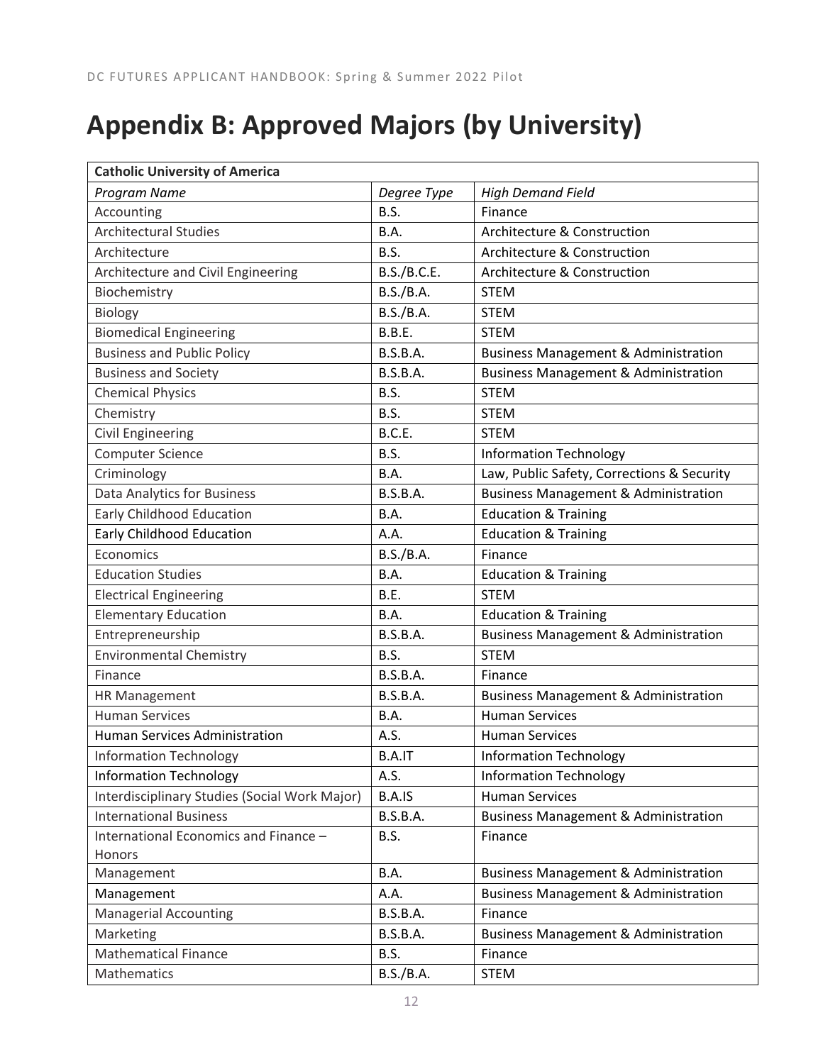# Appendix B: Approved Majors (by University)

| **Catholic University of America** | | |
|---|---|---|
| *Program Name* | *Degree Type* | *High Demand Field* |
| Accounting | B.S. | Finance |
| Architectural Studies | B.A. | Architecture & Construction |
| Architecture | B.S. | Architecture & Construction |
| Architecture and Civil Engineering | B.S./B.C.E. | Architecture & Construction |
| Biochemistry | B.S./B.A. | STEM |
| Biology | B.S./B.A. | STEM |
| Biomedical Engineering | B.B.E. | STEM |
| Business and Public Policy | B.S.B.A. | Business Management & Administration |
| Business and Society | B.S.B.A. | Business Management & Administration |
| Chemical Physics | B.S. | STEM |
| Chemistry | B.S. | STEM |
| Civil Engineering | B.C.E. | STEM |
| Computer Science | B.S. | Information Technology |
| Criminology | B.A. | Law, Public Safety, Corrections & Security |
| Data Analytics for Business | B.S.B.A. | Business Management & Administration |
| Early Childhood Education | B.A. | Education & Training |
| Early Childhood Education | A.A. | Education & Training |
| Economics | B.S./B.A. | Finance |
| Education Studies | B.A. | Education & Training |
| Electrical Engineering | B.E. | STEM |
| Elementary Education | B.A. | Education & Training |
| Entrepreneurship | B.S.B.A. | Business Management & Administration |
| Environmental Chemistry | B.S. | STEM |
| Finance | B.S.B.A. | Finance |
| HR Management | B.S.B.A. | Business Management & Administration |
| Human Services | B.A. | Human Services |
| Human Services Administration | A.S. | Human Services |
| Information Technology | B.A.IT | Information Technology |
| Information Technology | A.S. | Information Technology |
| Interdisciplinary Studies (Social Work Major) | B.A.IS | Human Services |
| International Business | B.S.B.A. | Business Management & Administration |
| International Economics and Finance – Honors | B.S. | Finance |
| Management | B.A. | Business Management & Administration |
| Management | A.A. | Business Management & Administration |
| Managerial Accounting | B.S.B.A. | Finance |
| Marketing | B.S.B.A. | Business Management & Administration |
| Mathematical Finance | B.S. | Finance |
| Mathematics | B.S./B.A. | STEM |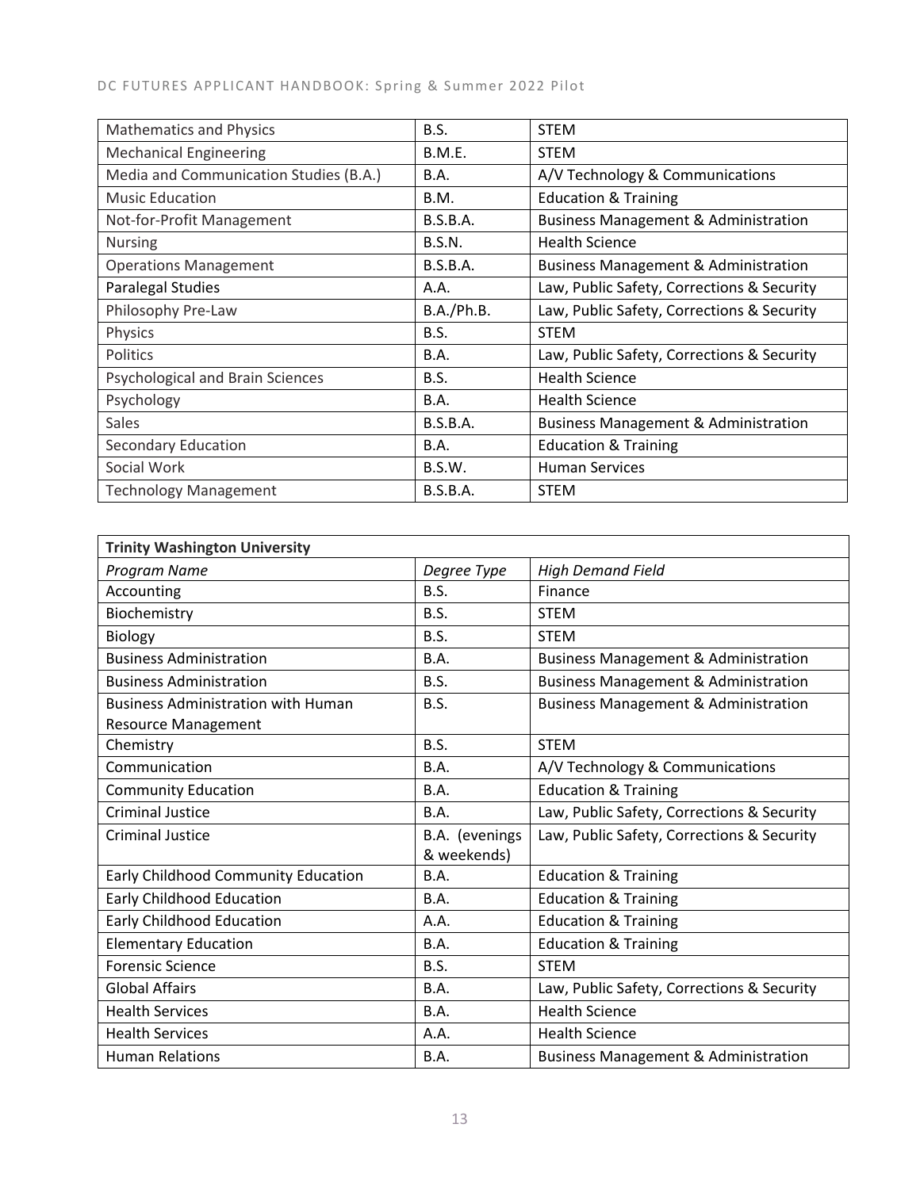| | | |
|---|---|---|
| Mathematics and Physics | B.S. | STEM |
| Mechanical Engineering | B.M.E. | STEM |
| Media and Communication Studies (B.A.) | B.A. | A/V Technology & Communications |
| Music Education | B.M. | Education & Training |
| Not-for-Profit Management | B.S.B.A. | Business Management & Administration |
| Nursing | B.S.N. | Health Science |
| Operations Management | B.S.B.A. | Business Management & Administration |
| Paralegal Studies | A.A. | Law, Public Safety, Corrections & Security |
| Philosophy Pre-Law | B.A./Ph.B. | Law, Public Safety, Corrections & Security |
| Physics | B.S. | STEM |
| Politics | B.A. | Law, Public Safety, Corrections & Security |
| Psychological and Brain Sciences | B.S. | Health Science |
| Psychology | B.A. | Health Science |
| Sales | B.S.B.A. | Business Management & Administration |
| Secondary Education | B.A. | Education & Training |
| Social Work | B.S.W. | Human Services |
| Technology Management | B.S.B.A. | STEM |

| **Trinity Washington University** | | |
|---|---|---|
| *Program Name* | *Degree Type* | *High Demand Field* |
| Accounting | B.S. | Finance |
| Biochemistry | B.S. | STEM |
| Biology | B.S. | STEM |
| Business Administration | B.A. | Business Management & Administration |
| Business Administration | B.S. | Business Management & Administration |
| Business Administration with Human Resource Management | B.S. | Business Management & Administration |
| Chemistry | B.S. | STEM |
| Communication | B.A. | A/V Technology & Communications |
| Community Education | B.A. | Education & Training |
| Criminal Justice | B.A. | Law, Public Safety, Corrections & Security |
| Criminal Justice | B.A. (evenings & weekends) | Law, Public Safety, Corrections & Security |
| Early Childhood Community Education | B.A. | Education & Training |
| Early Childhood Education | B.A. | Education & Training |
| Early Childhood Education | A.A. | Education & Training |
| Elementary Education | B.A. | Education & Training |
| Forensic Science | B.S. | STEM |
| Global Affairs | B.A. | Law, Public Safety, Corrections & Security |
| Health Services | B.A. | Health Science |
| Health Services | A.A. | Health Science |
| Human Relations | B.A. | Business Management & Administration |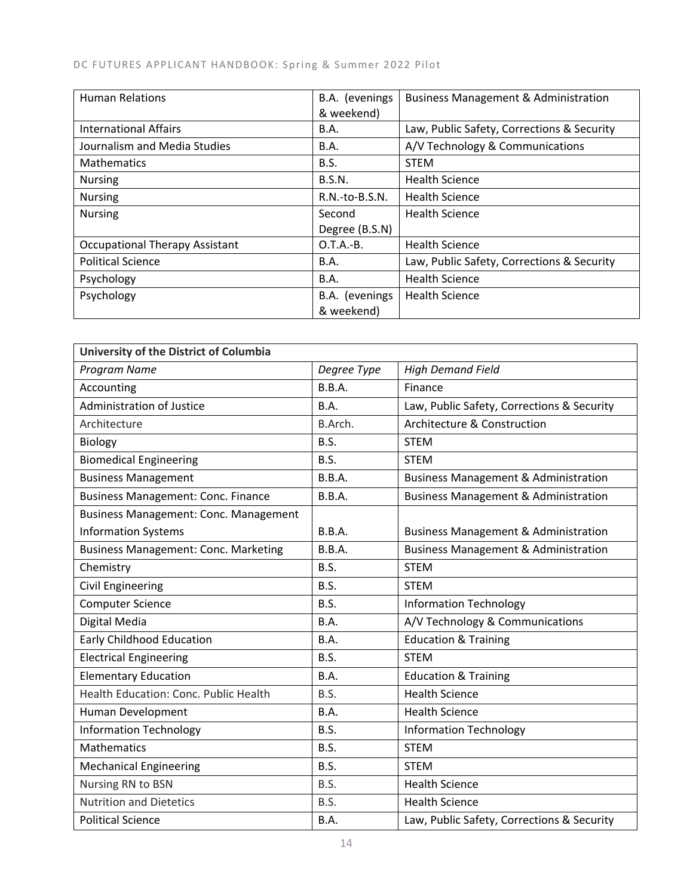| Human Relations | B.A. (evenings & weekend) | Business Management & Administration |
|---|---|---|
| International Affairs | B.A. | Law, Public Safety, Corrections & Security |
| Journalism and Media Studies | B.A. | A/V Technology & Communications |
| Mathematics | B.S. | STEM |
| Nursing | B.S.N. | Health Science |
| Nursing | R.N.-to-B.S.N. | Health Science |
| Nursing | Second Degree (B.S.N) | Health Science |
| Occupational Therapy Assistant | O.T.A.-B. | Health Science |
| Political Science | B.A. | Law, Public Safety, Corrections & Security |
| Psychology | B.A. | Health Science |
| Psychology | B.A. (evenings & weekend) | Health Science |

| **University of the District of Columbia** | | |
|---|---|---|
| *Program Name* | *Degree Type* | *High Demand Field* |
| Accounting | B.B.A. | Finance |
| Administration of Justice | B.A. | Law, Public Safety, Corrections & Security |
| Architecture | B.Arch. | Architecture & Construction |
| Biology | B.S. | STEM |
| Biomedical Engineering | B.S. | STEM |
| Business Management | B.B.A. | Business Management & Administration |
| Business Management: Conc. Finance | B.B.A. | Business Management & Administration |
| Business Management: Conc. Management Information Systems | B.B.A. | Business Management & Administration |
| Business Management: Conc. Marketing | B.B.A. | Business Management & Administration |
| Chemistry | B.S. | STEM |
| Civil Engineering | B.S. | STEM |
| Computer Science | B.S. | Information Technology |
| Digital Media | B.A. | A/V Technology & Communications |
| Early Childhood Education | B.A. | Education & Training |
| Electrical Engineering | B.S. | STEM |
| Elementary Education | B.A. | Education & Training |
| Health Education: Conc. Public Health | B.S. | Health Science |
| Human Development | B.A. | Health Science |
| Information Technology | B.S. | Information Technology |
| Mathematics | B.S. | STEM |
| Mechanical Engineering | B.S. | STEM |
| Nursing RN to BSN | B.S. | Health Science |
| Nutrition and Dietetics | B.S. | Health Science |
| Political Science | B.A. | Law, Public Safety, Corrections & Security |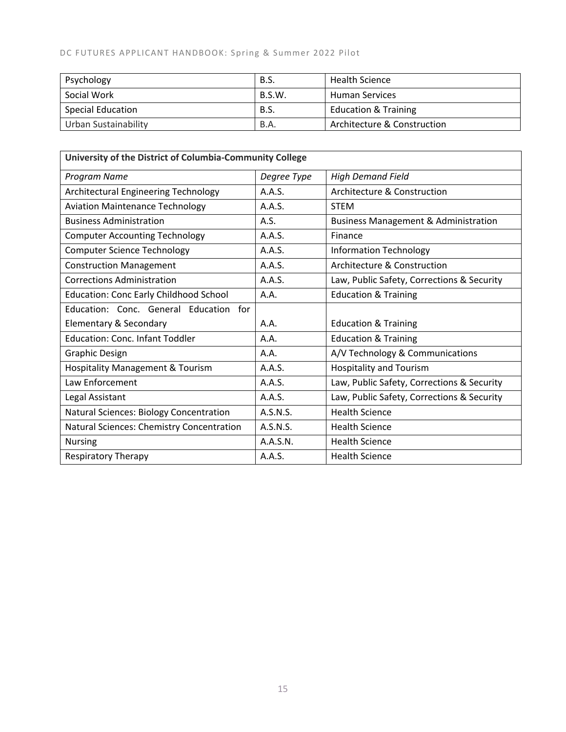| | | |
|---|---|---|
| Psychology | B.S. | Health Science |
| Social Work | B.S.W. | Human Services |
| Special Education | B.S. | Education & Training |
| Urban Sustainability | B.A. | Architecture & Construction |

| **University of the District of Columbia-Community College** | | |
|---|---|---|
| *Program Name* | *Degree Type* | *High Demand Field* |
| Architectural Engineering Technology | A.A.S. | Architecture & Construction |
| Aviation Maintenance Technology | A.A.S. | STEM |
| Business Administration | A.S. | Business Management & Administration |
| Computer Accounting Technology | A.A.S. | Finance |
| Computer Science Technology | A.A.S. | Information Technology |
| Construction Management | A.A.S. | Architecture & Construction |
| Corrections Administration | A.A.S. | Law, Public Safety, Corrections & Security |
| Education: Conc Early Childhood School | A.A. | Education & Training |
| Education: Conc. General Education for Elementary & Secondary | A.A. | Education & Training |
| Education: Conc. Infant Toddler | A.A. | Education & Training |
| Graphic Design | A.A. | A/V Technology & Communications |
| Hospitality Management & Tourism | A.A.S. | Hospitality and Tourism |
| Law Enforcement | A.A.S. | Law, Public Safety, Corrections & Security |
| Legal Assistant | A.A.S. | Law, Public Safety, Corrections & Security |
| Natural Sciences: Biology Concentration | A.S.N.S. | Health Science |
| Natural Sciences: Chemistry Concentration | A.S.N.S. | Health Science |
| Nursing | A.A.S.N. | Health Science |
| Respiratory Therapy | A.A.S. | Health Science |